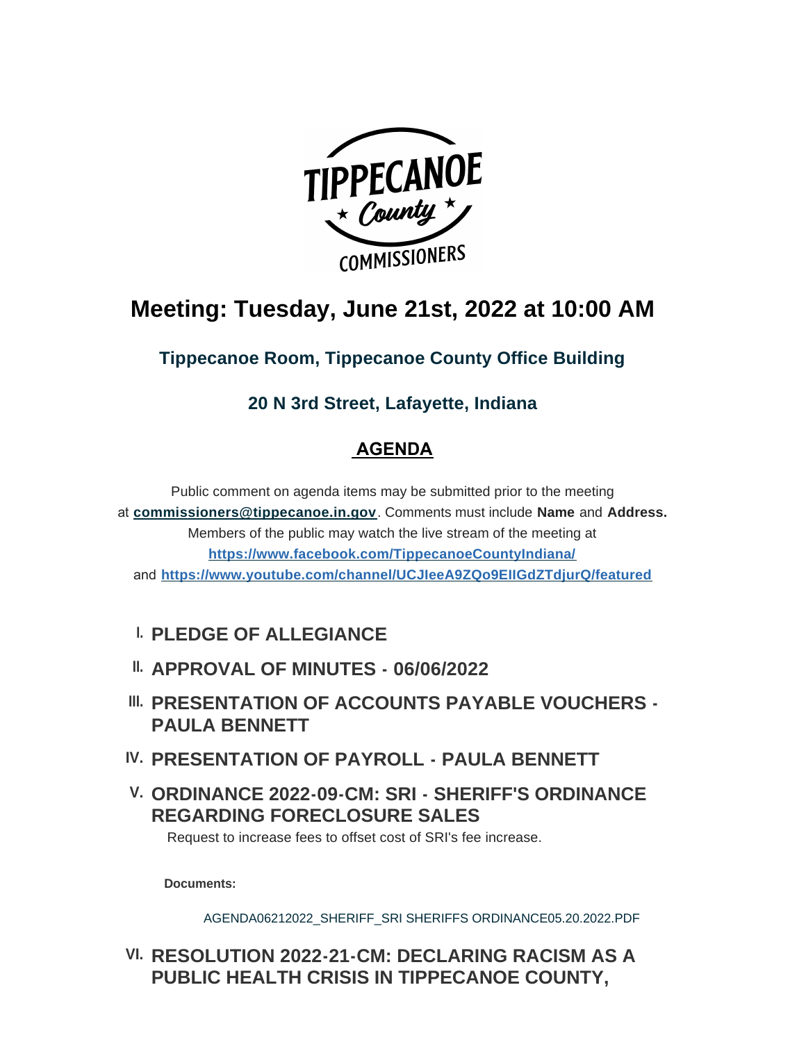# Meeting: Tuesday, June 21st, 2022 at 10:00 AM

### Tippecanoe Room, Tippecanoe County Office Building

### 20 N 3rd Street, Lafayette, Indiana

## AGENDA

Public comment on agenda items may be submitted prior to the meeting at **commissioners@tippecanoe.in.gov**. Comments must include **Name** and **Address.** Members of the public may watch the live stream of the meeting at **https://www.facebook.com/TippecanoeCountyIndiana/** and **https://www.youtube.com/channel/UCJleeA9ZQo9EIlGdZTdjurQ/featured**

I. **PLEDGE OF ALLEGIANCE**

II. **APPROVAL OF MINUTES - 06/06/2022**

III. **PRESENTATION OF ACCOUNTS PAYABLE VOUCHERS - PAULA BENNETT**

IV. **PRESENTATION OF PAYROLL - PAULA BENNETT**

V. **ORDINANCE 2022-09-CM: SRI - SHERIFF'S ORDINANCE REGARDING FORECLOSURE SALES**

Request to increase fees to offset cost of SRI's fee increase.

**Documents:**

AGENDA06212022_SHERIFF_SRI SHERIFFS ORDINANCE05.20.2022.PDF

VI. **RESOLUTION 2022-21-CM: DECLARING RACISM AS A PUBLIC HEALTH CRISIS IN TIPPECANOE COUNTY,**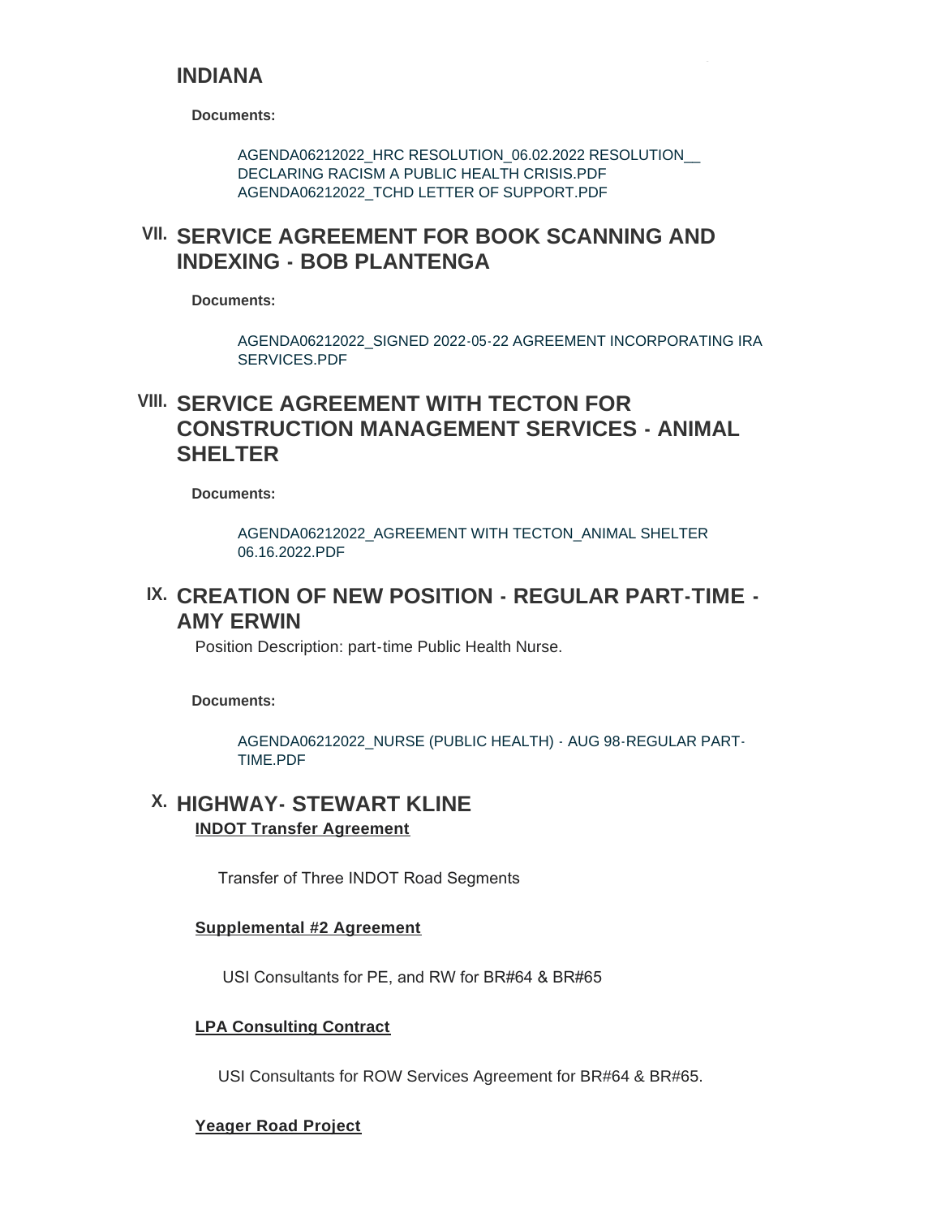## INDIANA

**Documents:**

AGENDA06212022_HRC RESOLUTION_06.02.2022 RESOLUTION__ DECLARING RACISM A PUBLIC HEALTH CRISIS.PDF
AGENDA06212022_TCHD LETTER OF SUPPORT.PDF

## VII. SERVICE AGREEMENT FOR BOOK SCANNING AND INDEXING - BOB PLANTENGA

**Documents:**

AGENDA06212022_SIGNED 2022-05-22 AGREEMENT INCORPORATING IRA SERVICES.PDF

## VIII. SERVICE AGREEMENT WITH TECTON FOR CONSTRUCTION MANAGEMENT SERVICES - ANIMAL SHELTER

**Documents:**

AGENDA06212022_AGREEMENT WITH TECTON_ANIMAL SHELTER 06.16.2022.PDF

## IX. CREATION OF NEW POSITION - REGULAR PART-TIME - AMY ERWIN

Position Description: part-time Public Health Nurse.

**Documents:**

AGENDA06212022_NURSE (PUBLIC HEALTH) - AUG 98-REGULAR PART-TIME.PDF

## X. HIGHWAY- STEWART KLINE

**INDOT Transfer Agreement**

Transfer of Three INDOT Road Segments

**Supplemental #2 Agreement**

USI Consultants for PE, and RW for BR#64 & BR#65

**LPA Consulting Contract**

USI Consultants for ROW Services Agreement for BR#64 & BR#65.

**Yeager Road Project**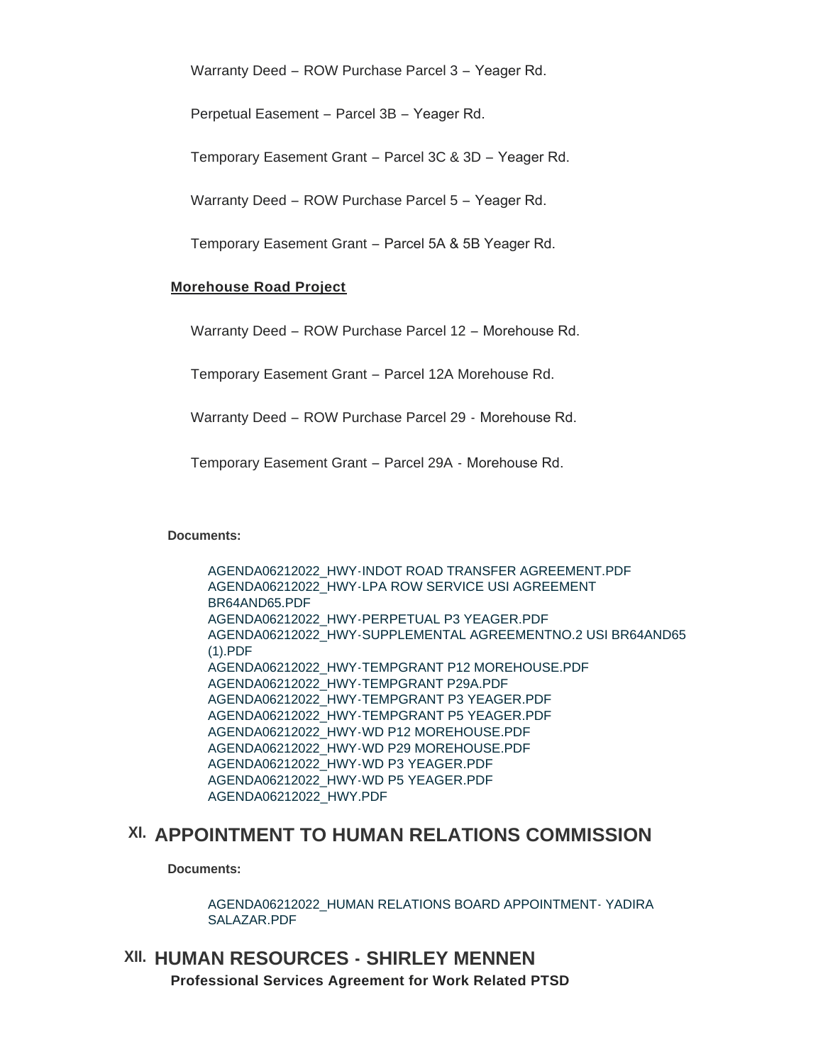Warranty Deed – ROW Purchase Parcel 3 – Yeager Rd.

Perpetual Easement – Parcel 3B – Yeager Rd.

Temporary Easement Grant – Parcel 3C & 3D – Yeager Rd.

Warranty Deed – ROW Purchase Parcel 5 – Yeager Rd.

Temporary Easement Grant – Parcel 5A & 5B Yeager Rd.

**Morehouse Road Project**

Warranty Deed – ROW Purchase Parcel 12 – Morehouse Rd.

Temporary Easement Grant – Parcel 12A Morehouse Rd.

Warranty Deed – ROW Purchase Parcel 29 - Morehouse Rd.

Temporary Easement Grant – Parcel 29A - Morehouse Rd.

**Documents:**

AGENDA06212022_HWY-INDOT ROAD TRANSFER AGREEMENT.PDF
AGENDA06212022_HWY-LPA ROW SERVICE USI AGREEMENT BR64AND65.PDF
AGENDA06212022_HWY-PERPETUAL P3 YEAGER.PDF
AGENDA06212022_HWY-SUPPLEMENTAL AGREEMENTNO.2 USI BR64AND65 (1).PDF
AGENDA06212022_HWY-TEMPGRANT P12 MOREHOUSE.PDF
AGENDA06212022_HWY-TEMPGRANT P29A.PDF
AGENDA06212022_HWY-TEMPGRANT P3 YEAGER.PDF
AGENDA06212022_HWY-TEMPGRANT P5 YEAGER.PDF
AGENDA06212022_HWY-WD P12 MOREHOUSE.PDF
AGENDA06212022_HWY-WD P29 MOREHOUSE.PDF
AGENDA06212022_HWY-WD P3 YEAGER.PDF
AGENDA06212022_HWY-WD P5 YEAGER.PDF
AGENDA06212022_HWY.PDF

## XI. APPOINTMENT TO HUMAN RELATIONS COMMISSION

**Documents:**

AGENDA06212022_HUMAN RELATIONS BOARD APPOINTMENT- YADIRA SALAZAR.PDF

## XII. HUMAN RESOURCES - SHIRLEY MENNEN

**Professional Services Agreement for Work Related PTSD**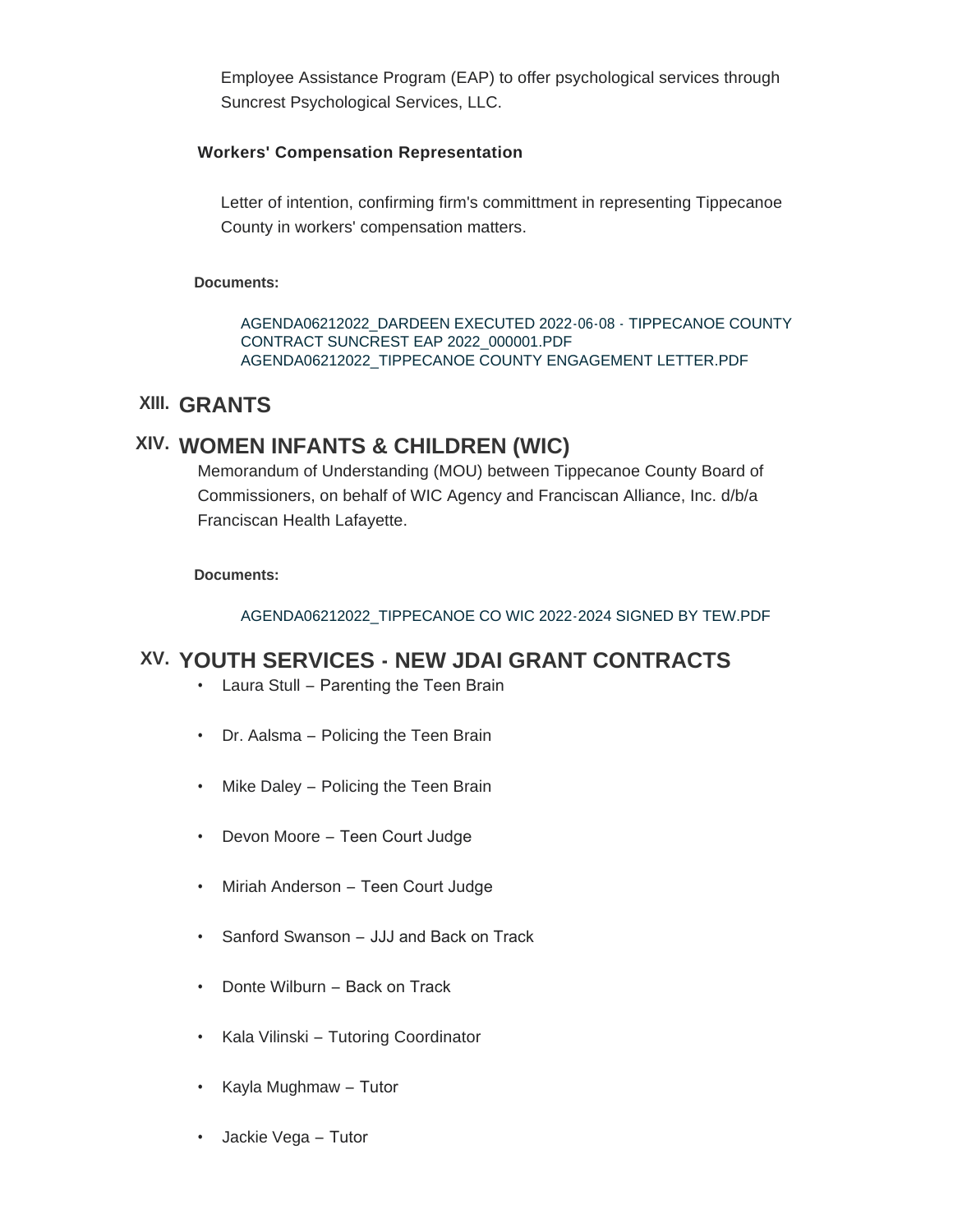Employee Assistance Program (EAP) to offer psychological services through Suncrest Psychological Services, LLC.

**Workers' Compensation Representation**

Letter of intention, confirming firm's committment in representing Tippecanoe County in workers' compensation matters.

**Documents:**

AGENDA06212022_DARDEEN EXECUTED 2022-06-08 - TIPPECANOE COUNTY CONTRACT SUNCREST EAP 2022_000001.PDF
AGENDA06212022_TIPPECANOE COUNTY ENGAGEMENT LETTER.PDF

## XIII. GRANTS

## XIV. WOMEN INFANTS & CHILDREN (WIC)

Memorandum of Understanding (MOU) between Tippecanoe County Board of Commissioners, on behalf of WIC Agency and Franciscan Alliance, Inc. d/b/a Franciscan Health Lafayette.

**Documents:**

AGENDA06212022_TIPPECANOE CO WIC 2022-2024 SIGNED BY TEW.PDF

## XV. YOUTH SERVICES - NEW JDAI GRANT CONTRACTS

- Laura Stull – Parenting the Teen Brain
- Dr. Aalsma – Policing the Teen Brain
- Mike Daley – Policing the Teen Brain
- Devon Moore – Teen Court Judge
- Miriah Anderson – Teen Court Judge
- Sanford Swanson – JJJ and Back on Track
- Donte Wilburn – Back on Track
- Kala Vilinski – Tutoring Coordinator
- Kayla Mughmaw – Tutor
- Jackie Vega – Tutor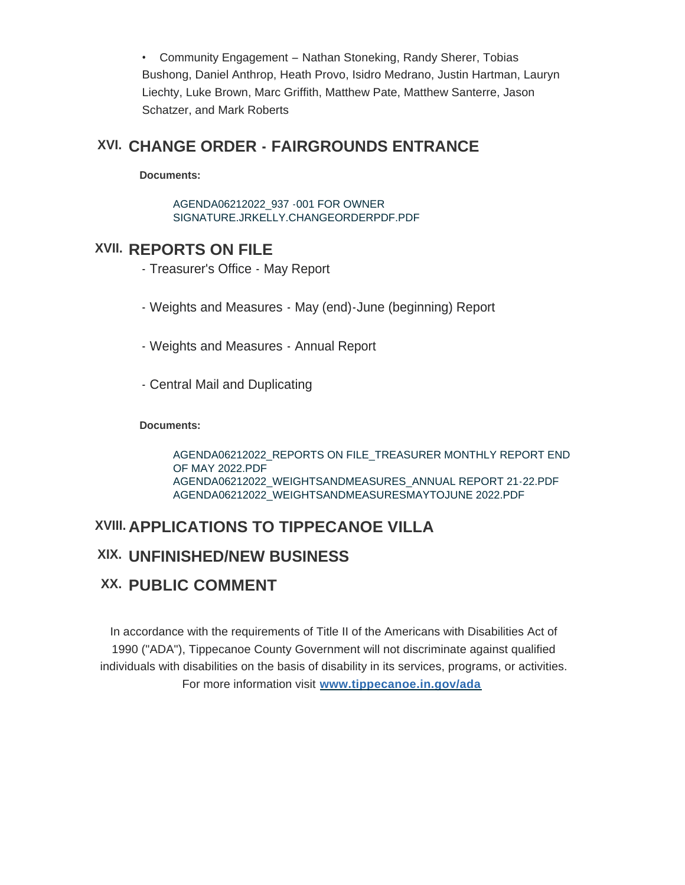- Community Engagement – Nathan Stoneking, Randy Sherer, Tobias Bushong, Daniel Anthrop, Heath Provo, Isidro Medrano, Justin Hartman, Lauryn Liechty, Luke Brown, Marc Griffith, Matthew Pate, Matthew Santerre, Jason Schatzer, and Mark Roberts

## XVI. CHANGE ORDER - FAIRGROUNDS ENTRANCE

**Documents:**

AGENDA06212022_937 -001 FOR OWNER SIGNATURE.JRKELLY.CHANGEORDERPDF.PDF

## XVII. REPORTS ON FILE

- Treasurer's Office - May Report

- Weights and Measures - May (end)-June (beginning) Report

- Weights and Measures - Annual Report

- Central Mail and Duplicating

**Documents:**

AGENDA06212022_REPORTS ON FILE_TREASURER MONTHLY REPORT END OF MAY 2022.PDF
AGENDA06212022_WEIGHTSANDMEASURES_ANNUAL REPORT 21-22.PDF
AGENDA06212022_WEIGHTSANDMEASURESMAYTOJUNE 2022.PDF

## XVIII. APPLICATIONS TO TIPPECANOE VILLA

## XIX. UNFINISHED/NEW BUSINESS

## XX. PUBLIC COMMENT

In accordance with the requirements of Title II of the Americans with Disabilities Act of 1990 ("ADA"), Tippecanoe County Government will not discriminate against qualified individuals with disabilities on the basis of disability in its services, programs, or activities. For more information visit **www.tippecanoe.in.gov/ada**